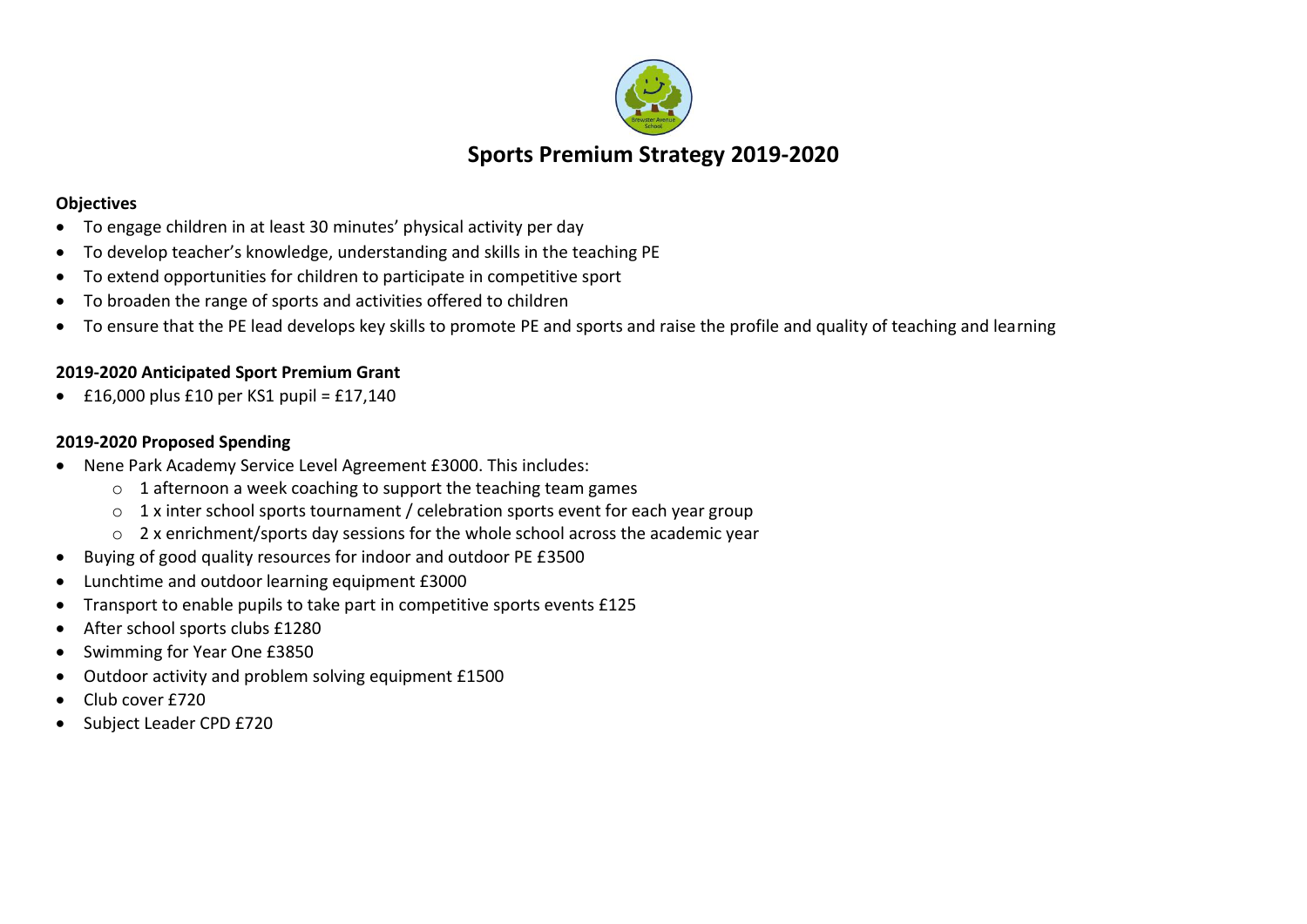# Sports Premium Strategy 2019-2020

**Objectives**

- To engage children in at least 30 minutes' physical activity per day
- To develop teacher's knowledge, understanding and skills in the teaching PE
- To extend opportunities for children to participate in competitive sport
- To broaden the range of sports and activities offered to children
- To ensure that the PE lead develops key skills to promote PE and sports and raise the profile and quality of teaching and learning

**2019-2020 Anticipated Sport Premium Grant**

- £16,000 plus £10 per KS1 pupil = £17,140

**2019-2020 Proposed Spending**

- Nene Park Academy Service Level Agreement £3000. This includes:
  - 1 afternoon a week coaching to support the teaching team games
  - 1 x inter school sports tournament / celebration sports event for each year group
  - 2 x enrichment/sports day sessions for the whole school across the academic year
- Buying of good quality resources for indoor and outdoor PE £3500
- Lunchtime and outdoor learning equipment £3000
- Transport to enable pupils to take part in competitive sports events £125
- After school sports clubs £1280
- Swimming for Year One £3850
- Outdoor activity and problem solving equipment £1500
- Club cover £720
- Subject Leader CPD £720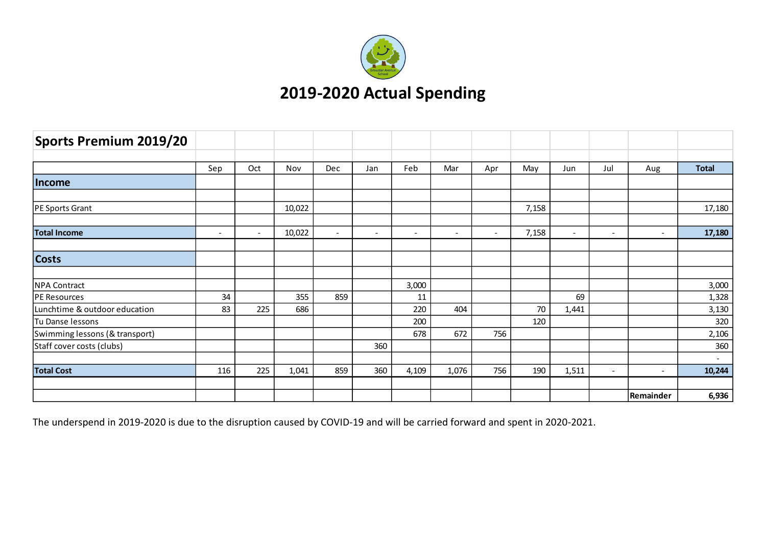# 2019-2020 Actual Spending

| Sports Premium 2019/20 | Sep | Oct | Nov | Dec | Jan | Feb | Mar | Apr | May | Jun | Jul | Aug | Total |
|---|---|---|---|---|---|---|---|---|---|---|---|---|---|
| **Income** | | | | | | | | | | | | | |
| PE Sports Grant | | | 10,022 | | | | | | 7,158 | | | | 17,180 |
| **Total Income** | - | - | 10,022 | - | - | - | - | - | 7,158 | - | - | - | **17,180** |
| **Costs** | | | | | | | | | | | | | |
| NPA Contract | | | | | | 3,000 | | | | | | | 3,000 |
| PE Resources | 34 | | 355 | 859 | | 11 | | | | 69 | | | 1,328 |
| Lunchtime & outdoor education | 83 | 225 | 686 | | | 220 | 404 | | 70 | 1,441 | | | 3,130 |
| Tu Danse lessons | | | | | | 200 | | | 120 | | | | 320 |
| Swimming lessons (& transport) | | | | | | 678 | 672 | 756 | | | | | 2,106 |
| Staff cover costs (clubs) | | | | | 360 | | | | | | | | 360 |
| | | | | | | | | | | | | | - |
| **Total Cost** | 116 | 225 | 1,041 | 859 | 360 | 4,109 | 1,076 | 756 | 190 | 1,511 | - | - | **10,244** |
| | | | | | | | | | | | | **Remainder** | **6,936** |

The underspend in 2019-2020 is due to the disruption caused by COVID-19 and will be carried forward and spent in 2020-2021.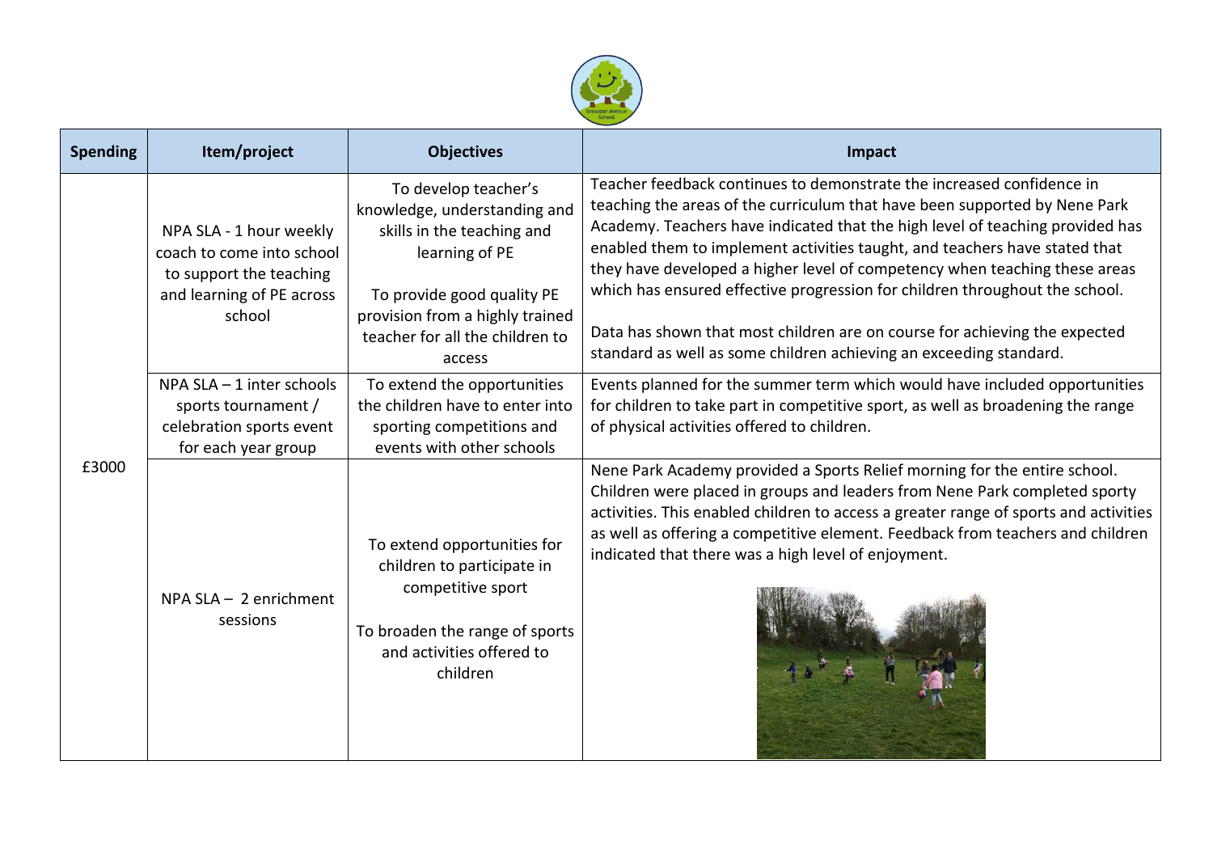| Spending | Item/project | Objectives | Impact |
|---|---|---|---|
| £3000 | NPA SLA - 1 hour weekly coach to come into school to support the teaching and learning of PE across school | To develop teacher's knowledge, understanding and skills in the teaching and learning of PE<br><br>To provide good quality PE provision from a highly trained teacher for all the children to access | Teacher feedback continues to demonstrate the increased confidence in teaching the areas of the curriculum that have been supported by Nene Park Academy. Teachers have indicated that the high level of teaching provided has enabled them to implement activities taught, and teachers have stated that they have developed a higher level of competency when teaching these areas which has ensured effective progression for children throughout the school.<br><br>Data has shown that most children are on course for achieving the expected standard as well as some children achieving an exceeding standard. |
| | NPA SLA – 1 inter schools sports tournament / celebration sports event for each year group | To extend the opportunities the children have to enter into sporting competitions and events with other schools | Events planned for the summer term which would have included opportunities for children to take part in competitive sport, as well as broadening the range of physical activities offered to children. |
| | NPA SLA – 2 enrichment sessions | To extend opportunities for children to participate in competitive sport<br><br>To broaden the range of sports and activities offered to children | Nene Park Academy provided a Sports Relief morning for the entire school. Children were placed in groups and leaders from Nene Park completed sporty activities. This enabled children to access a greater range of sports and activities as well as offering a competitive element. Feedback from teachers and children indicated that there was a high level of enjoyment. |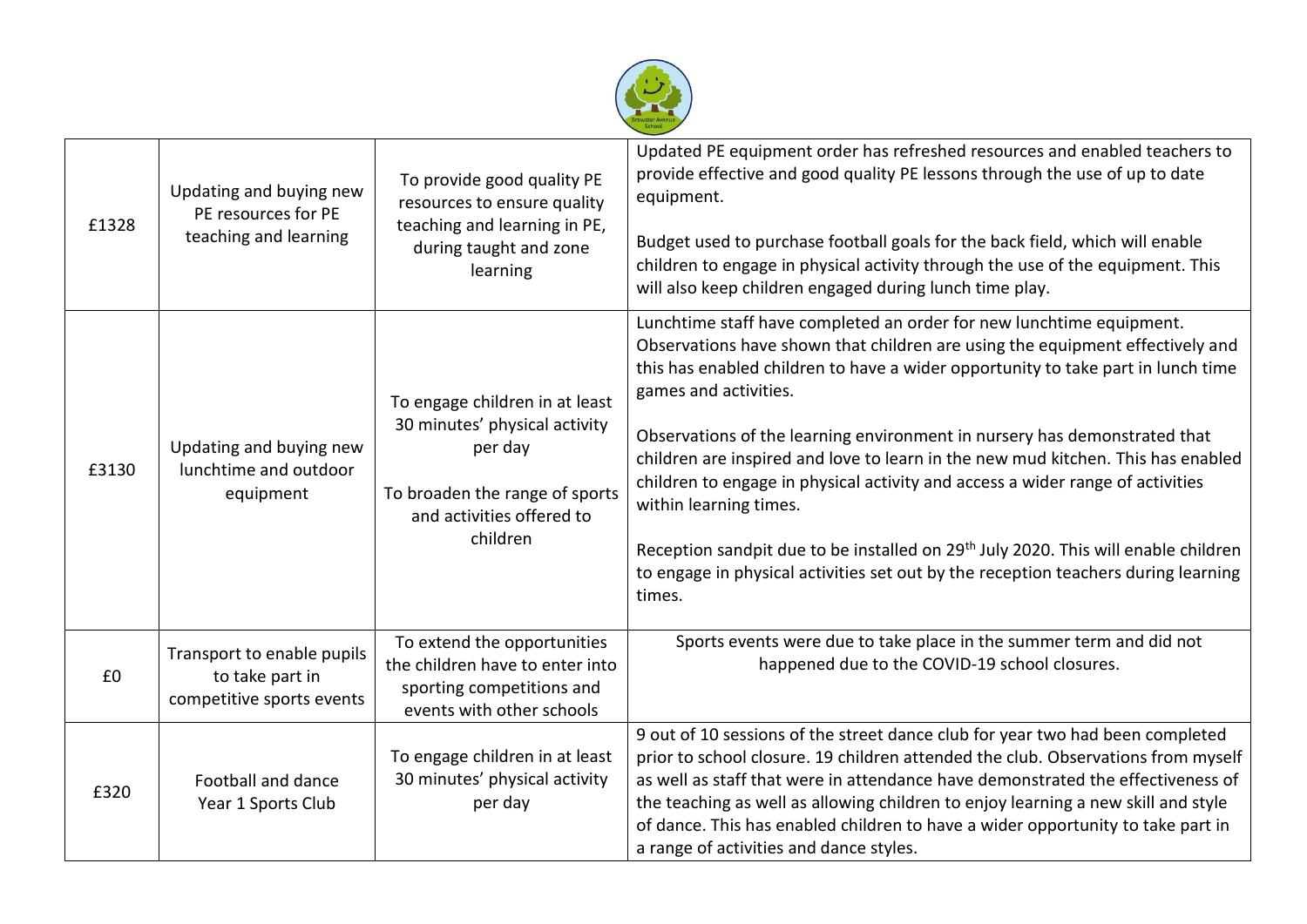| £1328 | Updating and buying new PE resources for PE teaching and learning | To provide good quality PE resources to ensure quality teaching and learning in PE, during taught and zone learning | Updated PE equipment order has refreshed resources and enabled teachers to provide effective and good quality PE lessons through the use of up to date equipment.<br><br>Budget used to purchase football goals for the back field, which will enable children to engage in physical activity through the use of the equipment. This will also keep children engaged during lunch time play. |
|---|---|---|---|
| £3130 | Updating and buying new lunchtime and outdoor equipment | To engage children in at least 30 minutes' physical activity per day<br><br>To broaden the range of sports and activities offered to children | Lunchtime staff have completed an order for new lunchtime equipment. Observations have shown that children are using the equipment effectively and this has enabled children to have a wider opportunity to take part in lunch time games and activities.<br><br>Observations of the learning environment in nursery has demonstrated that children are inspired and love to learn in the new mud kitchen. This has enabled children to engage in physical activity and access a wider range of activities within learning times.<br><br>Reception sandpit due to be installed on 29th July 2020. This will enable children to engage in physical activities set out by the reception teachers during learning times. |
| £0 | Transport to enable pupils to take part in competitive sports events | To extend the opportunities the children have to enter into sporting competitions and events with other schools | Sports events were due to take place in the summer term and did not happened due to the COVID-19 school closures. |
| £320 | Football and dance Year 1 Sports Club | To engage children in at least 30 minutes' physical activity per day | 9 out of 10 sessions of the street dance club for year two had been completed prior to school closure. 19 children attended the club. Observations from myself as well as staff that were in attendance have demonstrated the effectiveness of the teaching as well as allowing children to enjoy learning a new skill and style of dance. This has enabled children to have a wider opportunity to take part in a range of activities and dance styles. |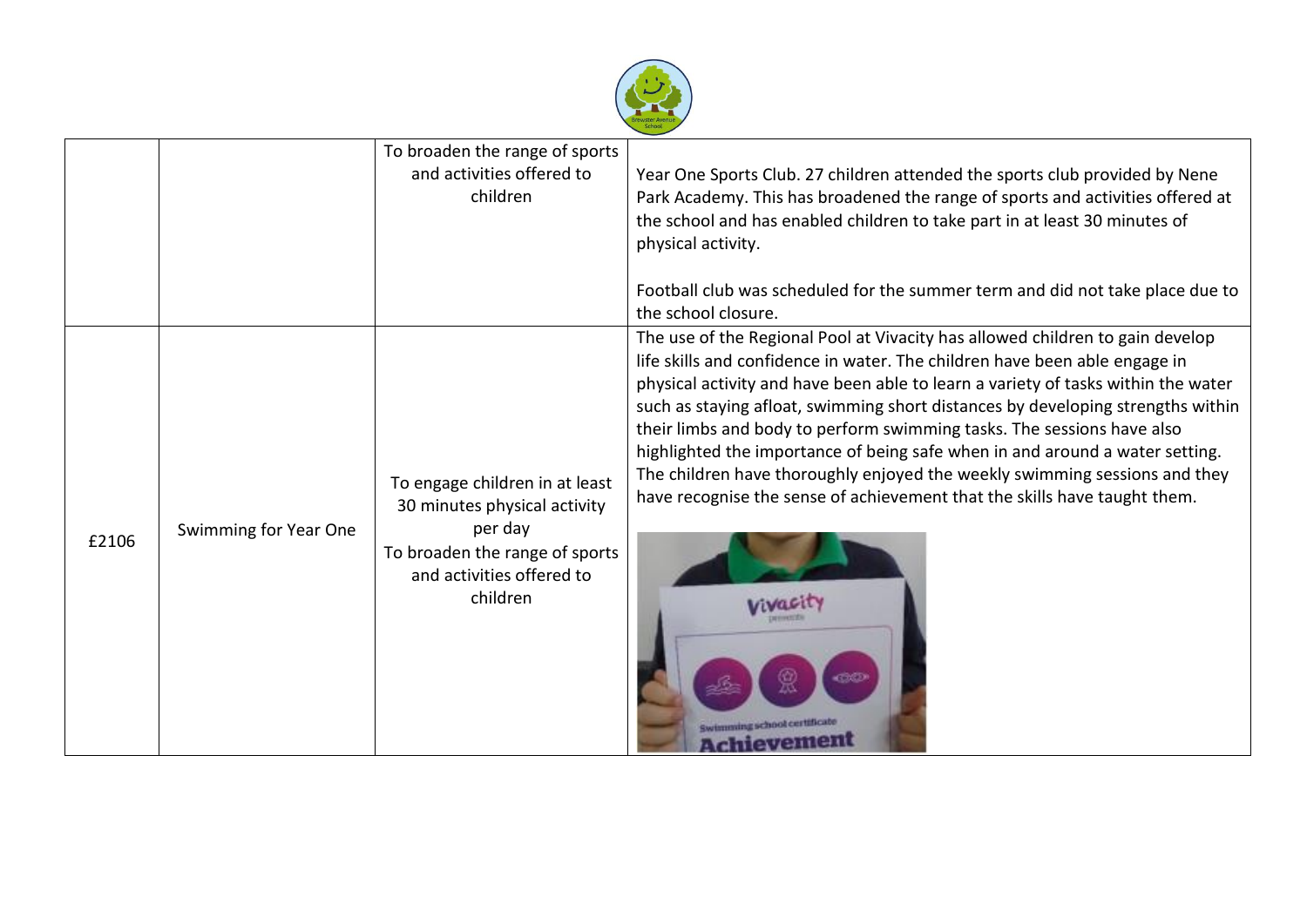| | | | |
|---|---|---|---|
| | | To broaden the range of sports and activities offered to children | Year One Sports Club. 27 children attended the sports club provided by Nene Park Academy. This has broadened the range of sports and activities offered at the school and has enabled children to take part in at least 30 minutes of physical activity.<br><br>Football club was scheduled for the summer term and did not take place due to the school closure. |
| £2106 | Swimming for Year One | To engage children in at least 30 minutes physical activity per day<br>To broaden the range of sports and activities offered to children | The use of the Regional Pool at Vivacity has allowed children to gain develop life skills and confidence in water. The children have been able engage in physical activity and have been able to learn a variety of tasks within the water such as staying afloat, swimming short distances by developing strengths within their limbs and body to perform swimming tasks. The sessions have also highlighted the importance of being safe when in and around a water setting. The children have thoroughly enjoyed the weekly swimming sessions and they have recognise the sense of achievement that the skills have taught them. |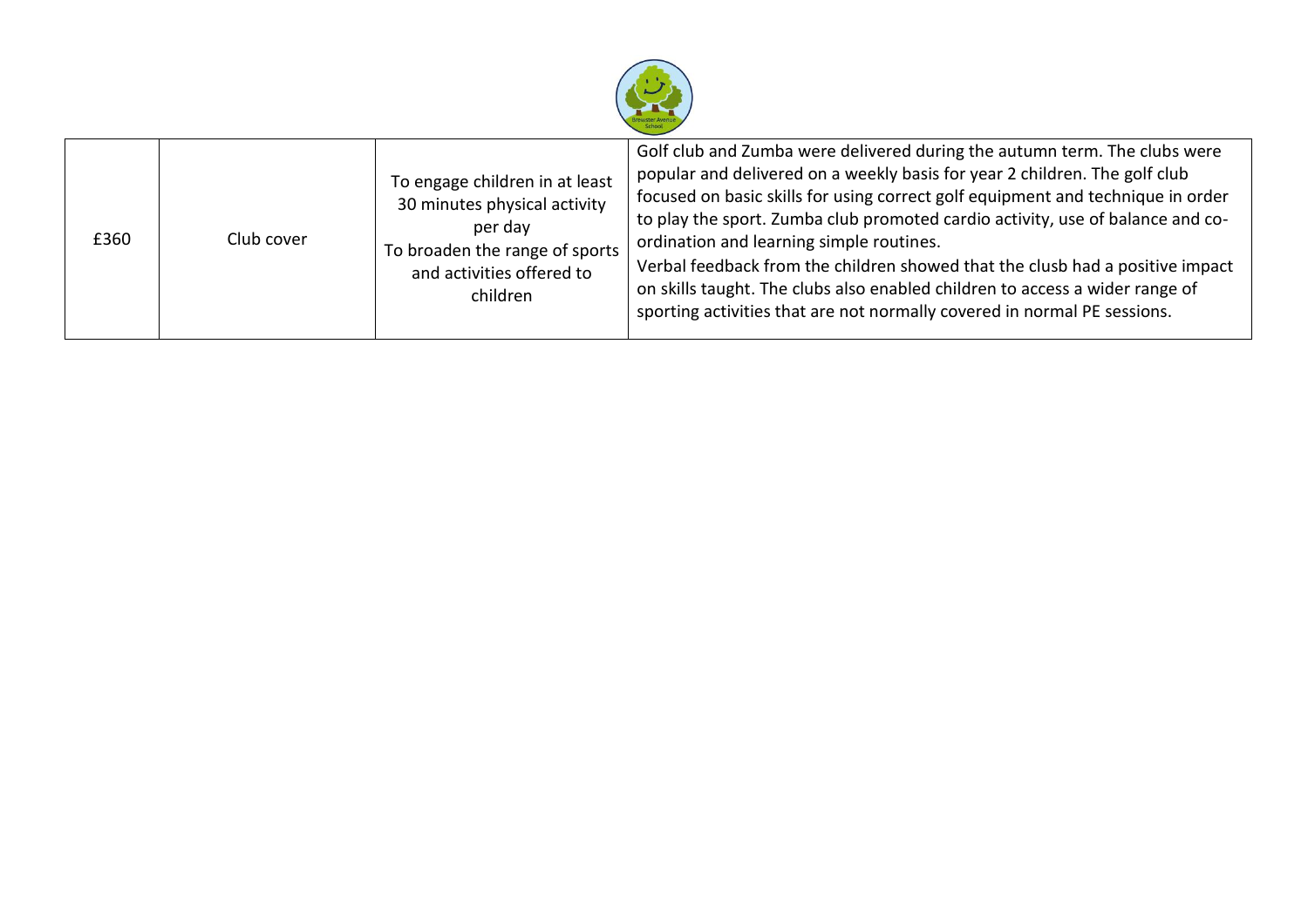| | | | |
|---|---|---|---|
| £360 | Club cover | To engage children in at least 30 minutes physical activity per day<br>To broaden the range of sports and activities offered to children | Golf club and Zumba were delivered during the autumn term. The clubs were popular and delivered on a weekly basis for year 2 children. The golf club focused on basic skills for using correct golf equipment and technique in order to play the sport. Zumba club promoted cardio activity, use of balance and co-ordination and learning simple routines.<br>Verbal feedback from the children showed that the clusb had a positive impact on skills taught. The clubs also enabled children to access a wider range of sporting activities that are not normally covered in normal PE sessions. |